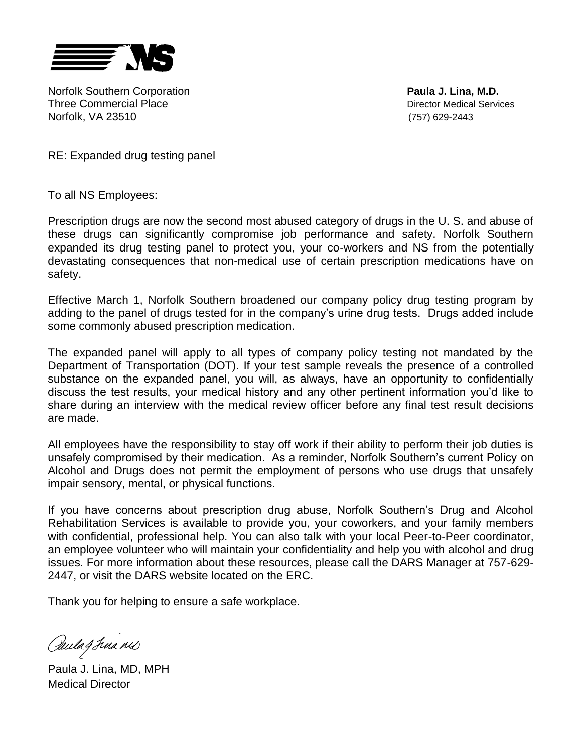Norfolk Southern Corporation
Three Commercial Place
Norfolk, VA 23510

**Paula J. Lina, M.D.**
Director Medical Services
(757) 629-2443

RE: Expanded drug testing panel

To all NS Employees:

Prescription drugs are now the second most abused category of drugs in the U. S. and abuse of these drugs can significantly compromise job performance and safety. Norfolk Southern expanded its drug testing panel to protect you, your co-workers and NS from the potentially devastating consequences that non-medical use of certain prescription medications have on safety.

Effective March 1, Norfolk Southern broadened our company policy drug testing program by adding to the panel of drugs tested for in the company's urine drug tests. Drugs added include some commonly abused prescription medication.

The expanded panel will apply to all types of company policy testing not mandated by the Department of Transportation (DOT). If your test sample reveals the presence of a controlled substance on the expanded panel, you will, as always, have an opportunity to confidentially discuss the test results, your medical history and any other pertinent information you'd like to share during an interview with the medical review officer before any final test result decisions are made.

All employees have the responsibility to stay off work if their ability to perform their job duties is unsafely compromised by their medication. As a reminder, Norfolk Southern's current Policy on Alcohol and Drugs does not permit the employment of persons who use drugs that unsafely impair sensory, mental, or physical functions.

If you have concerns about prescription drug abuse, Norfolk Southern's Drug and Alcohol Rehabilitation Services is available to provide you, your coworkers, and your family members with confidential, professional help. You can also talk with your local Peer-to-Peer coordinator, an employee volunteer who will maintain your confidentiality and help you with alcohol and drug issues. For more information about these resources, please call the DARS Manager at 757-629-2447, or visit the DARS website located on the ERC.

Thank you for helping to ensure a safe workplace.

Paula J. Lina, MD, MPH
Medical Director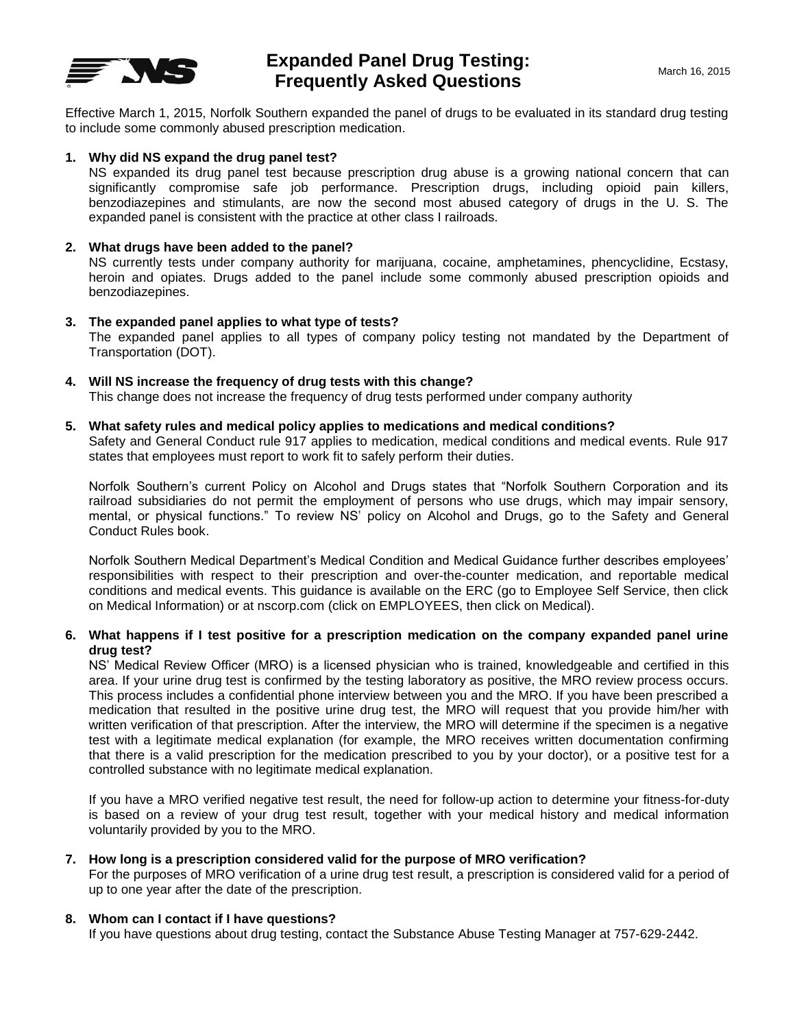# Expanded Panel Drug Testing: Frequently Asked Questions

March 16, 2015

Effective March 1, 2015, Norfolk Southern expanded the panel of drugs to be evaluated in its standard drug testing to include some commonly abused prescription medication.

1. **Why did NS expand the drug panel test?**
   NS expanded its drug panel test because prescription drug abuse is a growing national concern that can significantly compromise safe job performance. Prescription drugs, including opioid pain killers, benzodiazepines and stimulants, are now the second most abused category of drugs in the U. S. The expanded panel is consistent with the practice at other class I railroads.

2. **What drugs have been added to the panel?**
   NS currently tests under company authority for marijuana, cocaine, amphetamines, phencyclidine, Ecstasy, heroin and opiates. Drugs added to the panel include some commonly abused prescription opioids and benzodiazepines.

3. **The expanded panel applies to what type of tests?**
   The expanded panel applies to all types of company policy testing not mandated by the Department of Transportation (DOT).

4. **Will NS increase the frequency of drug tests with this change?**
   This change does not increase the frequency of drug tests performed under company authority

5. **What safety rules and medical policy applies to medications and medical conditions?**
   Safety and General Conduct rule 917 applies to medication, medical conditions and medical events. Rule 917 states that employees must report to work fit to safely perform their duties.

   Norfolk Southern's current Policy on Alcohol and Drugs states that "Norfolk Southern Corporation and its railroad subsidiaries do not permit the employment of persons who use drugs, which may impair sensory, mental, or physical functions." To review NS' policy on Alcohol and Drugs, go to the Safety and General Conduct Rules book.

   Norfolk Southern Medical Department's Medical Condition and Medical Guidance further describes employees' responsibilities with respect to their prescription and over-the-counter medication, and reportable medical conditions and medical events. This guidance is available on the ERC (go to Employee Self Service, then click on Medical Information) or at nscorp.com (click on EMPLOYEES, then click on Medical).

6. **What happens if I test positive for a prescription medication on the company expanded panel urine drug test?**
   NS' Medical Review Officer (MRO) is a licensed physician who is trained, knowledgeable and certified in this area. If your urine drug test is confirmed by the testing laboratory as positive, the MRO review process occurs. This process includes a confidential phone interview between you and the MRO. If you have been prescribed a medication that resulted in the positive urine drug test, the MRO will request that you provide him/her with written verification of that prescription. After the interview, the MRO will determine if the specimen is a negative test with a legitimate medical explanation (for example, the MRO receives written documentation confirming that there is a valid prescription for the medication prescribed to you by your doctor), or a positive test for a controlled substance with no legitimate medical explanation.

   If you have a MRO verified negative test result, the need for follow-up action to determine your fitness-for-duty is based on a review of your drug test result, together with your medical history and medical information voluntarily provided by you to the MRO.

7. **How long is a prescription considered valid for the purpose of MRO verification?**
   For the purposes of MRO verification of a urine drug test result, a prescription is considered valid for a period of up to one year after the date of the prescription.

8. **Whom can I contact if I have questions?**
   If you have questions about drug testing, contact the Substance Abuse Testing Manager at 757-629-2442.